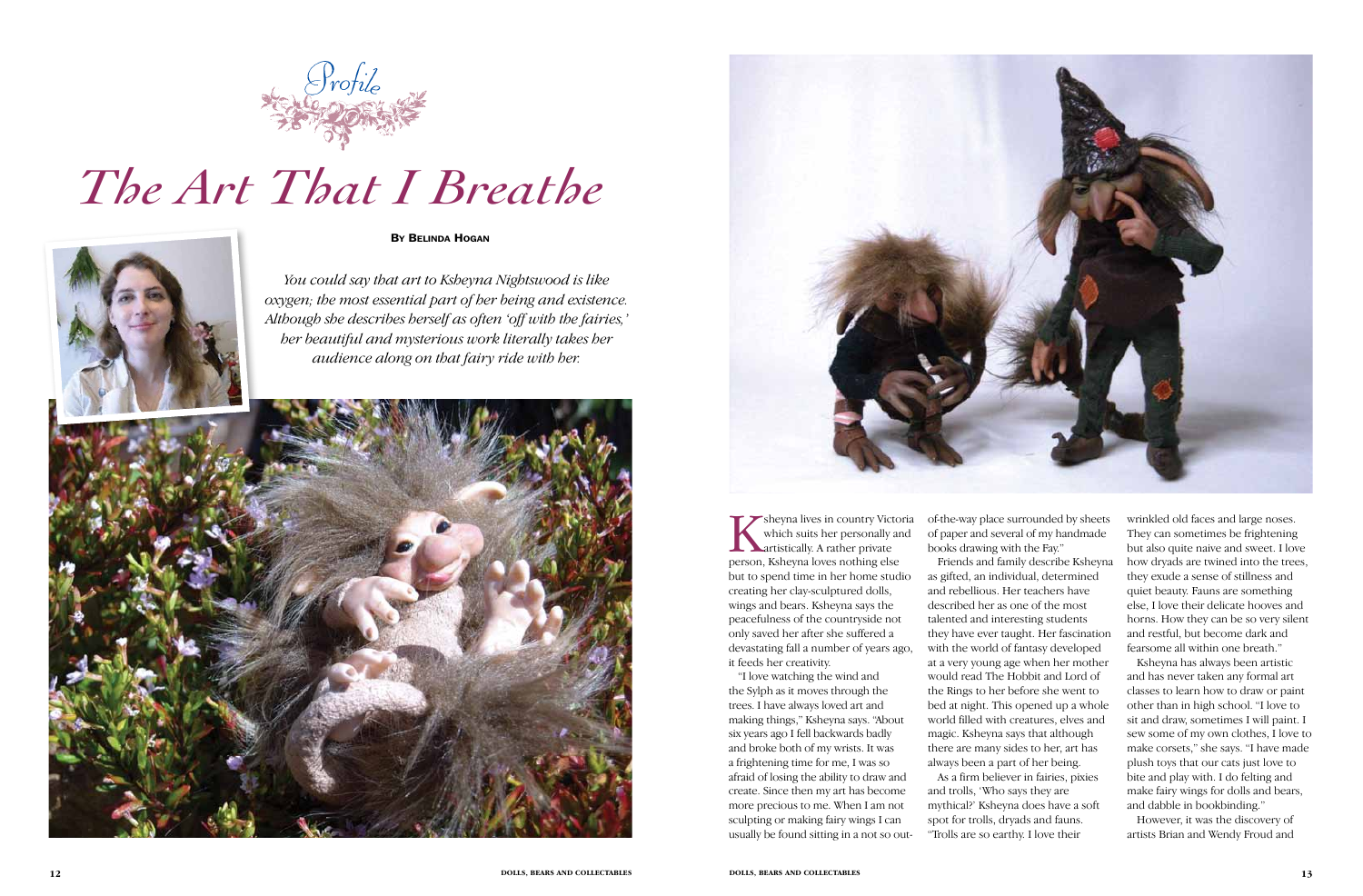Profile

# The Art That I Breathe

**By Belinda Hogan**

*You could say that art to Ksheyna Nightswood is like oxygen; the most essential part of her being and existence. Although she describes herself as often 'off with the fairies,' her beautiful and mysterious work literally takes her audience along on that fairy ride with her.*

Ksheyna lives in country Victoria which suits her personally and artistically. A rather private person, Ksheyna loves nothing else but to spend time in her home studio creating her clay-sculptured dolls, wings and bears. Ksheyna says the peacefulness of the countryside not only saved her after she suffered a devastating fall a number of years ago, it feeds her creativity.

"I love watching the wind and the Sylph as it moves through the trees. I have always loved art and making things," Ksheyna says. "About six years ago I fell backwards badly and broke both of my wrists. It was a frightening time for me, I was so afraid of losing the ability to draw and create. Since then my art has become more precious to me. When I am not sculpting or making fairy wings I can usually be found sitting in a not so out-of-the-way place surrounded by sheets of paper and several of my handmade books drawing with the Fay."

Friends and family describe Ksheyna as gifted, an individual, determined and rebellious. Her teachers have described her as one of the most talented and interesting students they have ever taught. Her fascination with the world of fantasy developed at a very young age when her mother would read The Hobbit and Lord of the Rings to her before she went to bed at night. This opened up a whole world filled with creatures, elves and magic. Ksheyna says that although there are many sides to her, art has always been a part of her being.

As a firm believer in fairies, pixies and trolls, 'Who says they are mythical?' Ksheyna does have a soft spot for trolls, dryads and fauns. "Trolls are so earthy. I love their wrinkled old faces and large noses. They can sometimes be frightening but also quite naive and sweet. I love how dryads are twined into the trees, they exude a sense of stillness and quiet beauty. Fauns are something else, I love their delicate hooves and horns. How they can be so very silent and restful, but become dark and fearsome all within one breath."

Ksheyna has always been artistic and has never taken any formal art classes to learn how to draw or paint other than in high school. "I love to sit and draw, sometimes I will paint. I sew some of my own clothes, I love to make corsets," she says. "I have made plush toys that our cats just love to bite and play with. I do felting and make fairy wings for dolls and bears, and dabble in bookbinding."

However, it was the discovery of artists Brian and Wendy Froud and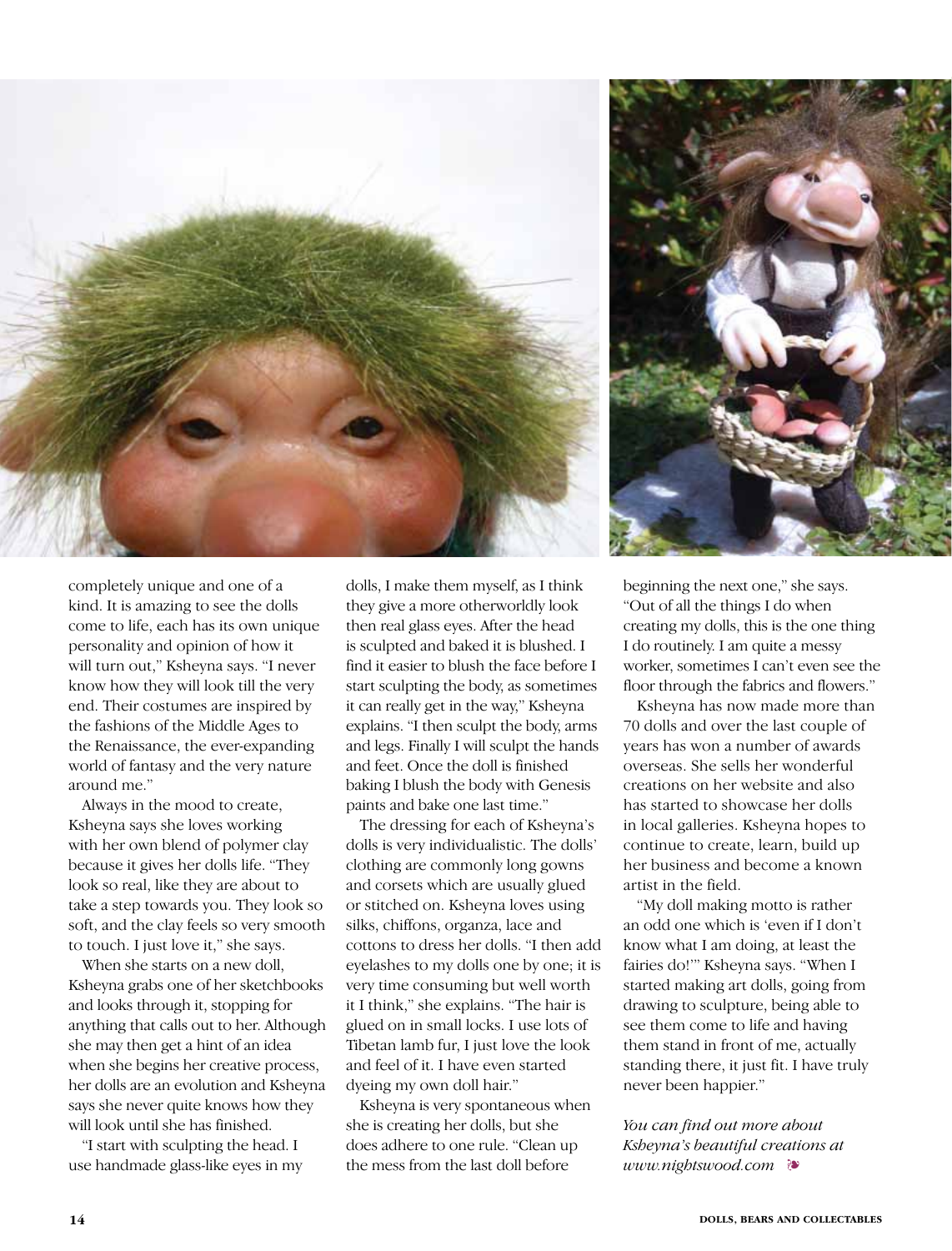completely unique and one of a kind. It is amazing to see the dolls come to life, each has its own unique personality and opinion of how it will turn out," Ksheyna says. "I never know how they will look till the very end. Their costumes are inspired by the fashions of the Middle Ages to the Renaissance, the ever-expanding world of fantasy and the very nature around me."

Always in the mood to create, Ksheyna says she loves working with her own blend of polymer clay because it gives her dolls life. "They look so real, like they are about to take a step towards you. They look so soft, and the clay feels so very smooth to touch. I just love it," she says.

When she starts on a new doll, Ksheyna grabs one of her sketchbooks and looks through it, stopping for anything that calls out to her. Although she may then get a hint of an idea when she begins her creative process, her dolls are an evolution and Ksheyna says she never quite knows how they will look until she has finished.

"I start with sculpting the head. I use handmade glass-like eyes in my dolls, I make them myself, as I think they give a more otherworldly look then real glass eyes. After the head is sculpted and baked it is blushed. I find it easier to blush the face before I start sculpting the body, as sometimes it can really get in the way," Ksheyna explains. "I then sculpt the body, arms and legs. Finally I will sculpt the hands and feet. Once the doll is finished baking I blush the body with Genesis paints and bake one last time."

The dressing for each of Ksheyna's dolls is very individualistic. The dolls' clothing are commonly long gowns and corsets which are usually glued or stitched on. Ksheyna loves using silks, chiffons, organza, lace and cottons to dress her dolls. "I then add eyelashes to my dolls one by one; it is very time consuming but well worth it I think," she explains. "The hair is glued on in small locks. I use lots of Tibetan lamb fur, I just love the look and feel of it. I have even started dyeing my own doll hair."

Ksheyna is very spontaneous when she is creating her dolls, but she does adhere to one rule. "Clean up the mess from the last doll before beginning the next one," she says. "Out of all the things I do when creating my dolls, this is the one thing I do routinely. I am quite a messy worker, sometimes I can't even see the floor through the fabrics and flowers."

Ksheyna has now made more than 70 dolls and over the last couple of years has won a number of awards overseas. She sells her wonderful creations on her website and also has started to showcase her dolls in local galleries. Ksheyna hopes to continue to create, learn, build up her business and become a known artist in the field.

"My doll making motto is rather an odd one which is 'even if I don't know what I am doing, at least the fairies do!'" Ksheyna says. "When I started making art dolls, going from drawing to sculpture, being able to see them come to life and having them stand in front of me, actually standing there, it just fit. I have truly never been happier."

*You can find out more about Ksheyna's beautiful creations at www.nightswood.com* ❧